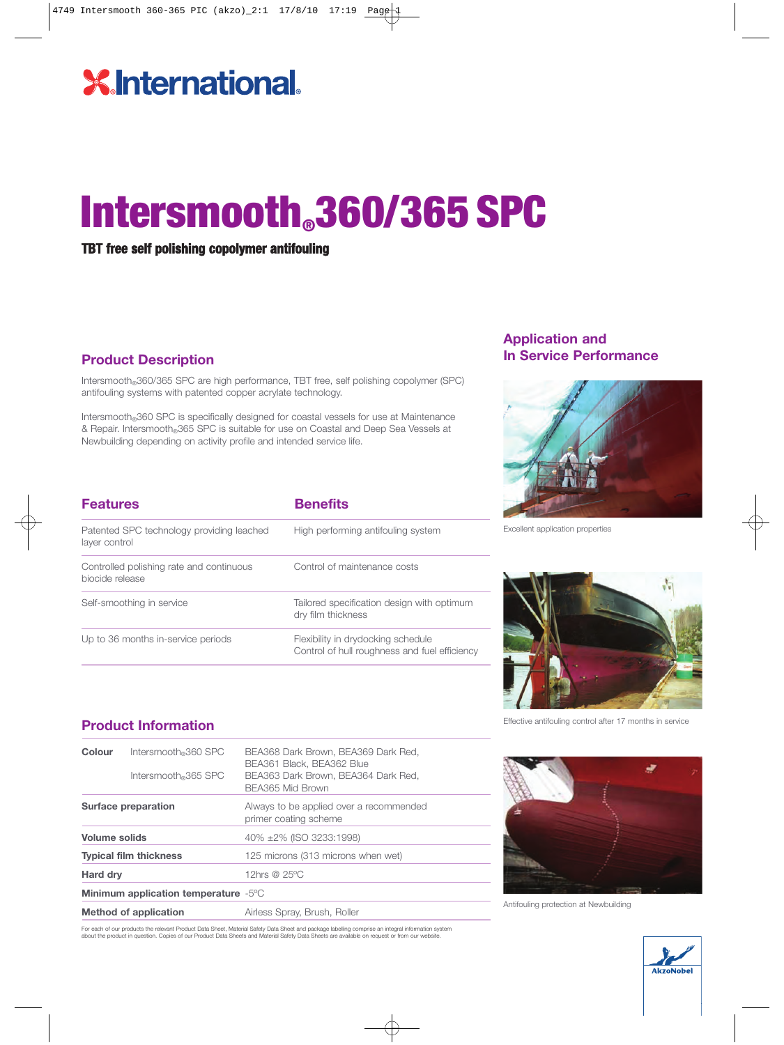# Intersmooth® 360/365 SPC

**TBT free self polishing copolymer antifouling**

## Product Description

Intersmooth® 360/365 SPC are high performance, TBT free, self polishing copolymer (SPC) antifouling systems with patented copper acrylate technology.

Intersmooth® 360 SPC is specifically designed for coastal vessels for use at Maintenance & Repair. Intersmooth® 365 SPC is suitable for use on Coastal and Deep Sea Vessels at Newbuilding depending on activity profile and intended service life.

| Features | Benefits |
|---|---|
| Patented SPC technology providing leached layer control | High performing antifouling system |
| Controlled polishing rate and continuous biocide release | Control of maintenance costs |
| Self-smoothing in service | Tailored specification design with optimum dry film thickness |
| Up to 36 months in-service periods | Flexibility in drydocking schedule<br>Control of hull roughness and fuel efficiency |

## Product Information

| | | |
|---|---|---|
| **Colour** | Intersmooth® 360 SPC | BEA368 Dark Brown, BEA369 Dark Red, BEA361 Black, BEA362 Blue |
| | Intersmooth® 365 SPC | BEA363 Dark Brown, BEA364 Dark Red, BEA365 Mid Brown |
| **Surface preparation** | | Always to be applied over a recommended primer coating scheme |
| **Volume solids** | | 40% ±2% (ISO 3233:1998) |
| **Typical film thickness** | | 125 microns (313 microns when wet) |
| **Hard dry** | | 12hrs @ 25ºC |
| **Minimum application temperature** | | -5ºC |
| **Method of application** | | Airless Spray, Brush, Roller |

For each of our products the relevant Product Data Sheet, Material Safety Data Sheet and package labelling comprise an integral information system about the product in question. Copies of our Product Data Sheets and Material Safety Data Sheets are available on request or from our website.

## Application and In Service Performance

Excellent application properties

Effective antifouling control after 17 months in service

Antifouling protection at Newbuilding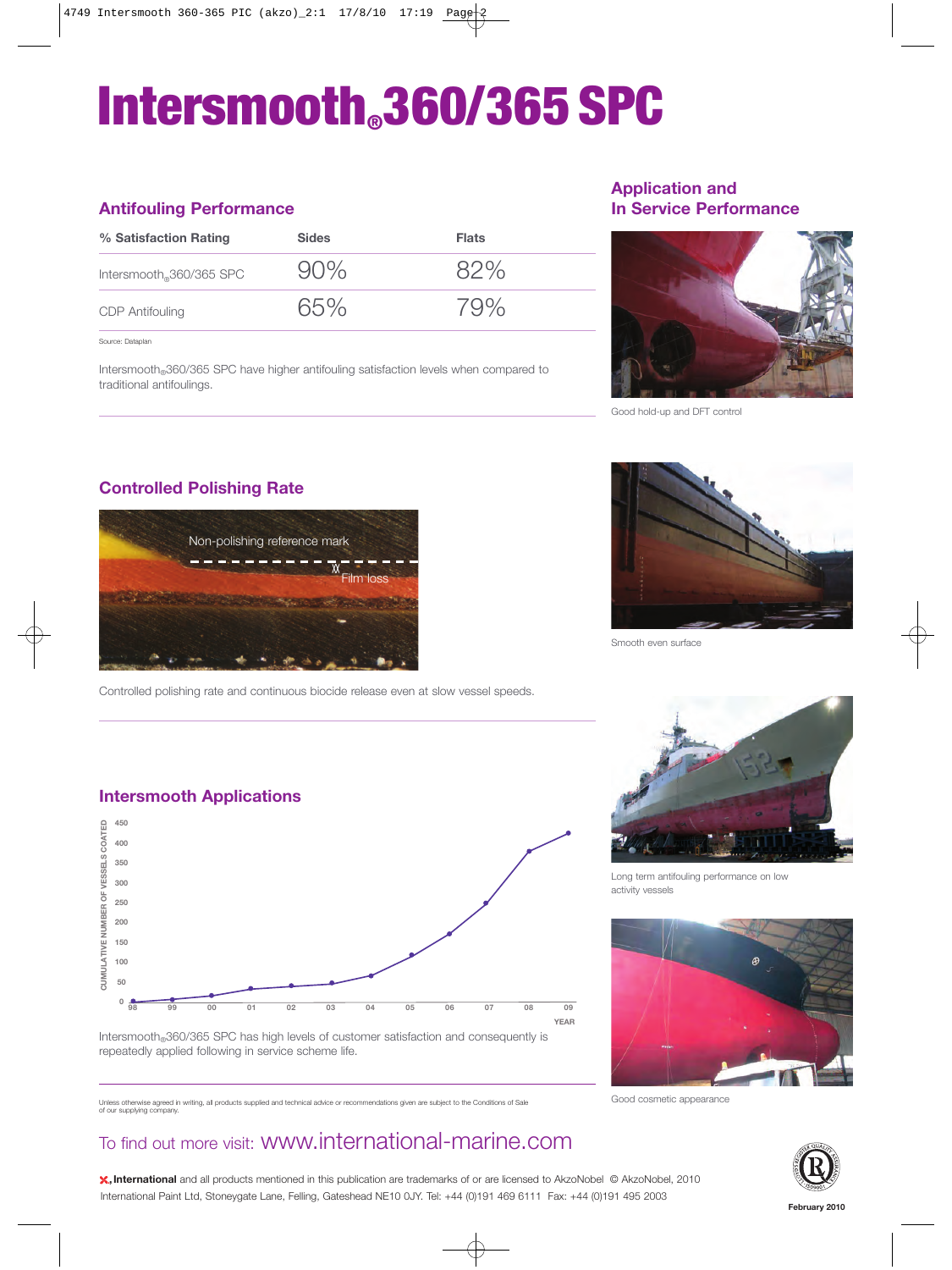# Intersmooth®360/365 SPC

## Antifouling Performance

| % Satisfaction Rating | Sides | Flats |
|---|---|---|
| Intersmooth®360/365 SPC | 90% | 82% |
| CDP Antifouling | 65% | 79% |

Source: Dataplan

Intersmooth®360/365 SPC have higher antifouling satisfaction levels when compared to traditional antifoulings.

## Controlled Polishing Rate

Non-polishing reference mark

Film loss

Controlled polishing rate and continuous biocide release even at slow vessel speeds.

## Intersmooth Applications

CUMULATIVE NUMBER OF VESSELS COATED

450
400
350
300
250
200
150
100
50
0

98 99 00 01 02 03 04 05 06 07 08 09

YEAR

Intersmooth®360/365 SPC has high levels of customer satisfaction and consequently is repeatedly applied following in service scheme life.

## Application and In Service Performance

Good hold-up and DFT control

Smooth even surface

Long term antifouling performance on low activity vessels

Good cosmetic appearance

Unless otherwise agreed in writing, all products supplied and technical advice or recommendations given are subject to the Conditions of Sale of our supplying company.

To find out more visit: www.international-marine.com

**International** and all products mentioned in this publication are trademarks of or are licensed to AkzoNobel © AkzoNobel, 2010
International Paint Ltd, Stoneygate Lane, Felling, Gateshead NE10 0JY. Tel: +44 (0)191 469 6111 Fax: +44 (0)191 495 2003

February 2010